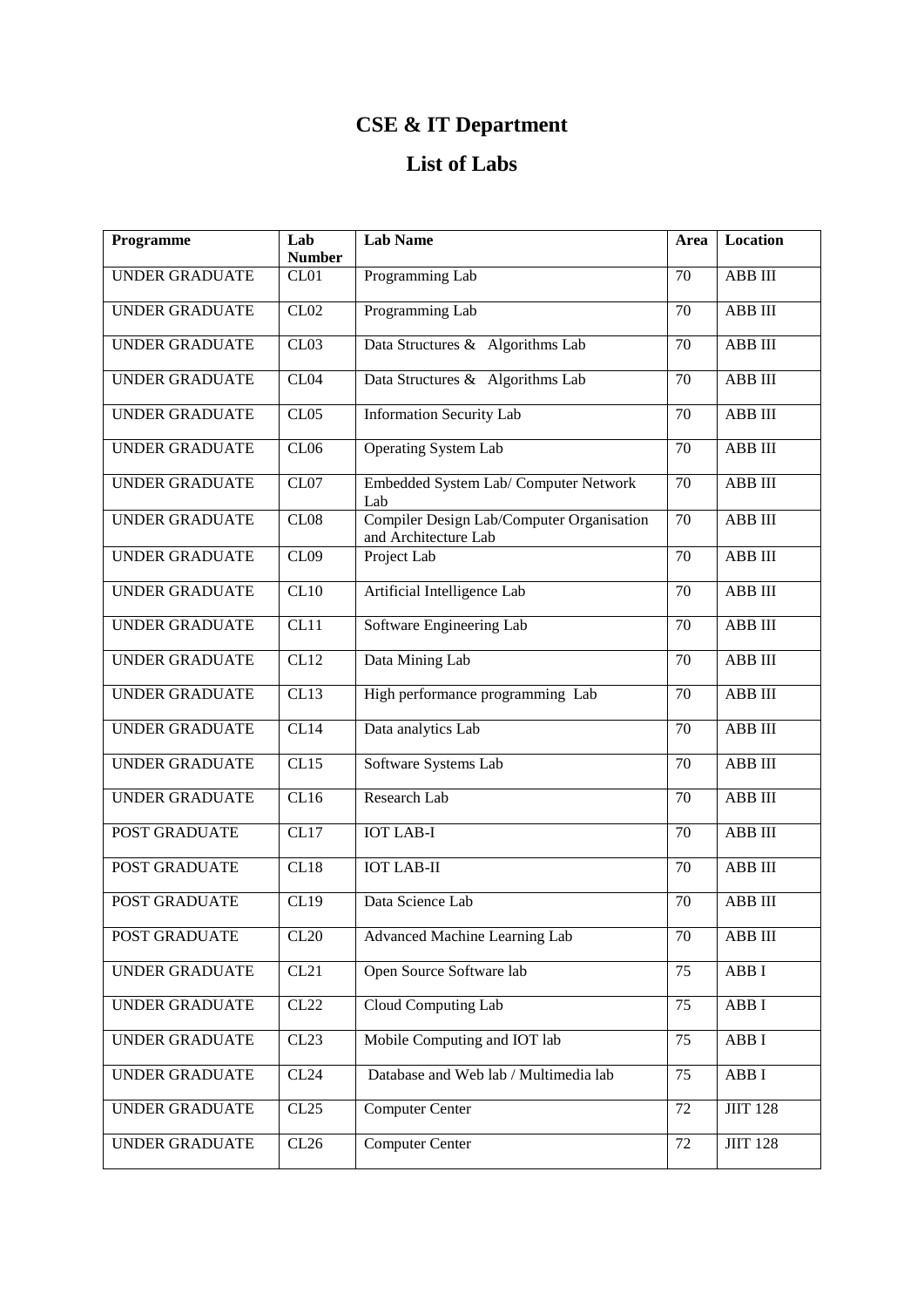# CSE & IT Department

## List of Labs

| Programme | Lab Number | Lab Name | Area | Location |
|---|---|---|---|---|
| UNDER GRADUATE | CL01 | Programming Lab | 70 | ABB III |
| UNDER GRADUATE | CL02 | Programming Lab | 70 | ABB III |
| UNDER GRADUATE | CL03 | Data Structures & Algorithms Lab | 70 | ABB III |
| UNDER GRADUATE | CL04 | Data Structures & Algorithms Lab | 70 | ABB III |
| UNDER GRADUATE | CL05 | Information Security Lab | 70 | ABB III |
| UNDER GRADUATE | CL06 | Operating System Lab | 70 | ABB III |
| UNDER GRADUATE | CL07 | Embedded System Lab/ Computer Network Lab | 70 | ABB III |
| UNDER GRADUATE | CL08 | Compiler Design Lab/Computer Organisation and Architecture Lab | 70 | ABB III |
| UNDER GRADUATE | CL09 | Project Lab | 70 | ABB III |
| UNDER GRADUATE | CL10 | Artificial Intelligence Lab | 70 | ABB III |
| UNDER GRADUATE | CL11 | Software Engineering Lab | 70 | ABB III |
| UNDER GRADUATE | CL12 | Data Mining Lab | 70 | ABB III |
| UNDER GRADUATE | CL13 | High performance programming Lab | 70 | ABB III |
| UNDER GRADUATE | CL14 | Data analytics Lab | 70 | ABB III |
| UNDER GRADUATE | CL15 | Software Systems Lab | 70 | ABB III |
| UNDER GRADUATE | CL16 | Research Lab | 70 | ABB III |
| POST GRADUATE | CL17 | IOT LAB-I | 70 | ABB III |
| POST GRADUATE | CL18 | IOT LAB-II | 70 | ABB III |
| POST GRADUATE | CL19 | Data Science Lab | 70 | ABB III |
| POST GRADUATE | CL20 | Advanced Machine Learning Lab | 70 | ABB III |
| UNDER GRADUATE | CL21 | Open Source Software lab | 75 | ABB I |
| UNDER GRADUATE | CL22 | Cloud Computing Lab | 75 | ABB I |
| UNDER GRADUATE | CL23 | Mobile Computing and IOT lab | 75 | ABB I |
| UNDER GRADUATE | CL24 | Database and Web lab / Multimedia lab | 75 | ABB I |
| UNDER GRADUATE | CL25 | Computer Center | 72 | JIIT 128 |
| UNDER GRADUATE | CL26 | Computer Center | 72 | JIIT 128 |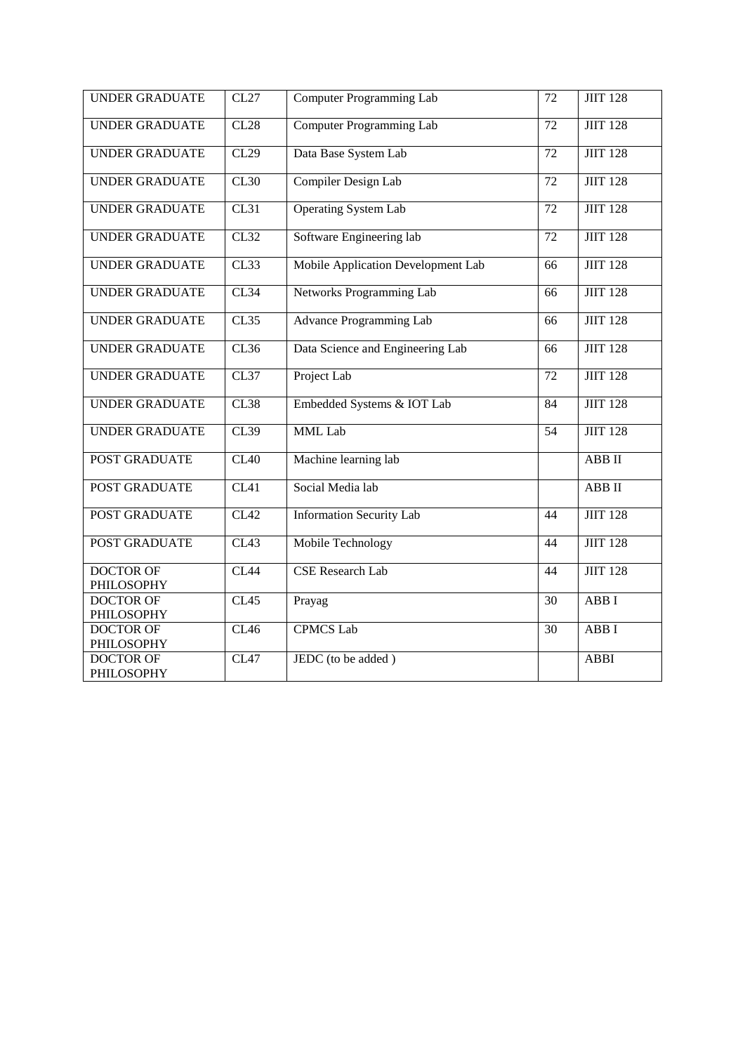| | | | | |
|---|---|---|---|---|
| UNDER GRADUATE | CL27 | Computer Programming Lab | 72 | JIIT 128 |
| UNDER GRADUATE | CL28 | Computer Programming Lab | 72 | JIIT 128 |
| UNDER GRADUATE | CL29 | Data Base System Lab | 72 | JIIT 128 |
| UNDER GRADUATE | CL30 | Compiler Design Lab | 72 | JIIT 128 |
| UNDER GRADUATE | CL31 | Operating System Lab | 72 | JIIT 128 |
| UNDER GRADUATE | CL32 | Software Engineering lab | 72 | JIIT 128 |
| UNDER GRADUATE | CL33 | Mobile Application Development Lab | 66 | JIIT 128 |
| UNDER GRADUATE | CL34 | Networks Programming Lab | 66 | JIIT 128 |
| UNDER GRADUATE | CL35 | Advance Programming Lab | 66 | JIIT 128 |
| UNDER GRADUATE | CL36 | Data Science and Engineering Lab | 66 | JIIT 128 |
| UNDER GRADUATE | CL37 | Project Lab | 72 | JIIT 128 |
| UNDER GRADUATE | CL38 | Embedded Systems & IOT Lab | 84 | JIIT 128 |
| UNDER GRADUATE | CL39 | MML Lab | 54 | JIIT 128 |
| POST GRADUATE | CL40 | Machine learning lab | | ABB II |
| POST GRADUATE | CL41 | Social Media lab | | ABB II |
| POST GRADUATE | CL42 | Information Security Lab | 44 | JIIT 128 |
| POST GRADUATE | CL43 | Mobile Technology | 44 | JIIT 128 |
| DOCTOR OF PHILOSOPHY | CL44 | CSE Research Lab | 44 | JIIT 128 |
| DOCTOR OF PHILOSOPHY | CL45 | Prayag | 30 | ABB I |
| DOCTOR OF PHILOSOPHY | CL46 | CPMCS Lab | 30 | ABB I |
| DOCTOR OF PHILOSOPHY | CL47 | JEDC (to be added ) | | ABBI |